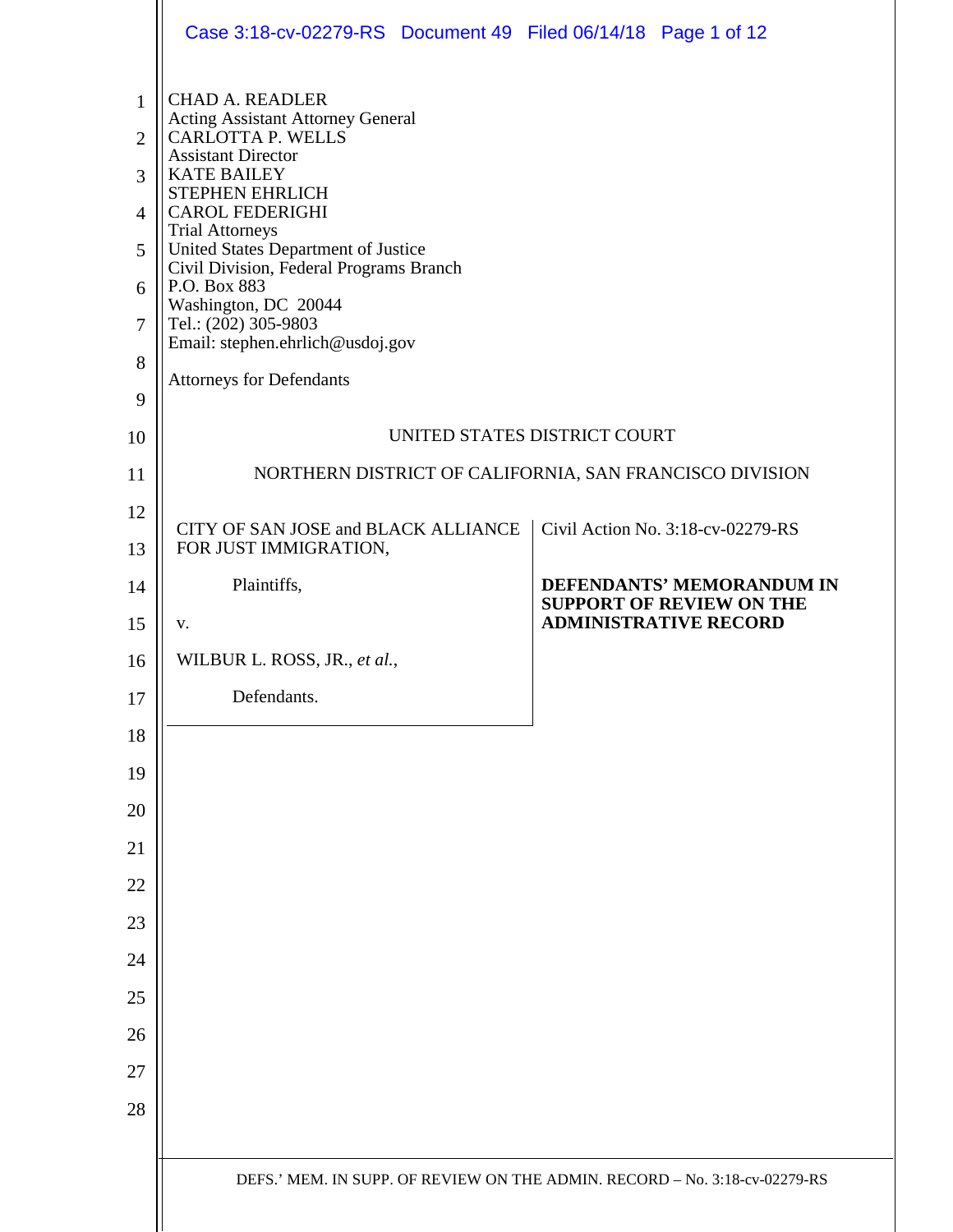CHAD A. READLER
Acting Assistant Attorney General
CARLOTTA P. WELLS
Assistant Director
KATE BAILEY
STEPHEN EHRLICH
CAROL FEDERIGHI
Trial Attorneys
United States Department of Justice
Civil Division, Federal Programs Branch
P.O. Box 883
Washington, DC 20044
Tel.: (202) 305-9803
Email: stephen.ehrlich@usdoj.gov

Attorneys for Defendants

UNITED STATES DISTRICT COURT

NORTHERN DISTRICT OF CALIFORNIA, SAN FRANCISCO DIVISION

| | |
|---|---|
| CITY OF SAN JOSE and BLACK ALLIANCE FOR JUST IMMIGRATION,<br><br>Plaintiffs,<br><br>v.<br><br>WILBUR L. ROSS, JR., *et al.*,<br><br>Defendants. | Civil Action No. 3:18-cv-02279-RS<br><br>**DEFENDANTS' MEMORANDUM IN SUPPORT OF REVIEW ON THE ADMINISTRATIVE RECORD** |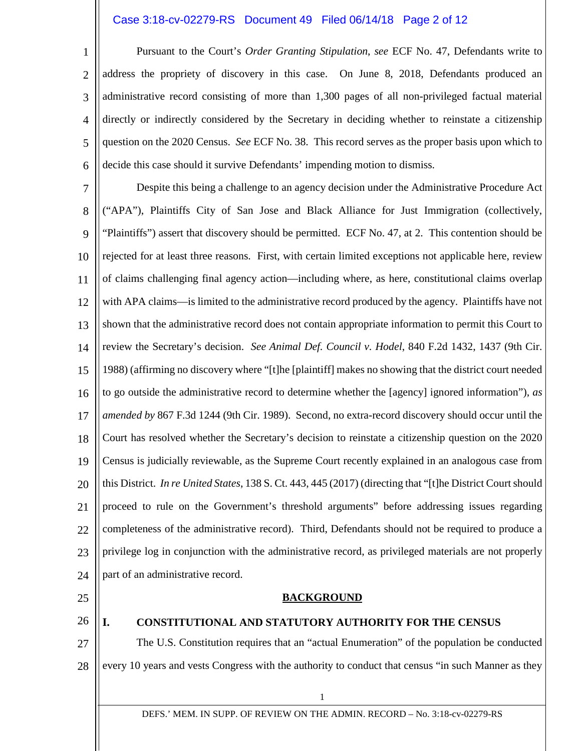Pursuant to the Court's *Order Granting Stipulation*, *see* ECF No. 47, Defendants write to address the propriety of discovery in this case. On June 8, 2018, Defendants produced an administrative record consisting of more than 1,300 pages of all non-privileged factual material directly or indirectly considered by the Secretary in deciding whether to reinstate a citizenship question on the 2020 Census. *See* ECF No. 38. This record serves as the proper basis upon which to decide this case should it survive Defendants' impending motion to dismiss.

Despite this being a challenge to an agency decision under the Administrative Procedure Act ("APA"), Plaintiffs City of San Jose and Black Alliance for Just Immigration (collectively, "Plaintiffs") assert that discovery should be permitted. ECF No. 47, at 2. This contention should be rejected for at least three reasons. First, with certain limited exceptions not applicable here, review of claims challenging final agency action—including where, as here, constitutional claims overlap with APA claims—is limited to the administrative record produced by the agency. Plaintiffs have not shown that the administrative record does not contain appropriate information to permit this Court to review the Secretary's decision. *See Animal Def. Council v. Hodel*, 840 F.2d 1432, 1437 (9th Cir. 1988) (affirming no discovery where "[t]he [plaintiff] makes no showing that the district court needed to go outside the administrative record to determine whether the [agency] ignored information"), *as amended by* 867 F.3d 1244 (9th Cir. 1989). Second, no extra-record discovery should occur until the Court has resolved whether the Secretary's decision to reinstate a citizenship question on the 2020 Census is judicially reviewable, as the Supreme Court recently explained in an analogous case from this District. *In re United States*, 138 S. Ct. 443, 445 (2017) (directing that "[t]he District Court should proceed to rule on the Government's threshold arguments" before addressing issues regarding completeness of the administrative record). Third, Defendants should not be required to produce a privilege log in conjunction with the administrative record, as privileged materials are not properly part of an administrative record.

## BACKGROUND

### I. CONSTITUTIONAL AND STATUTORY AUTHORITY FOR THE CENSUS

The U.S. Constitution requires that an "actual Enumeration" of the population be conducted every 10 years and vests Congress with the authority to conduct that census "in such Manner as they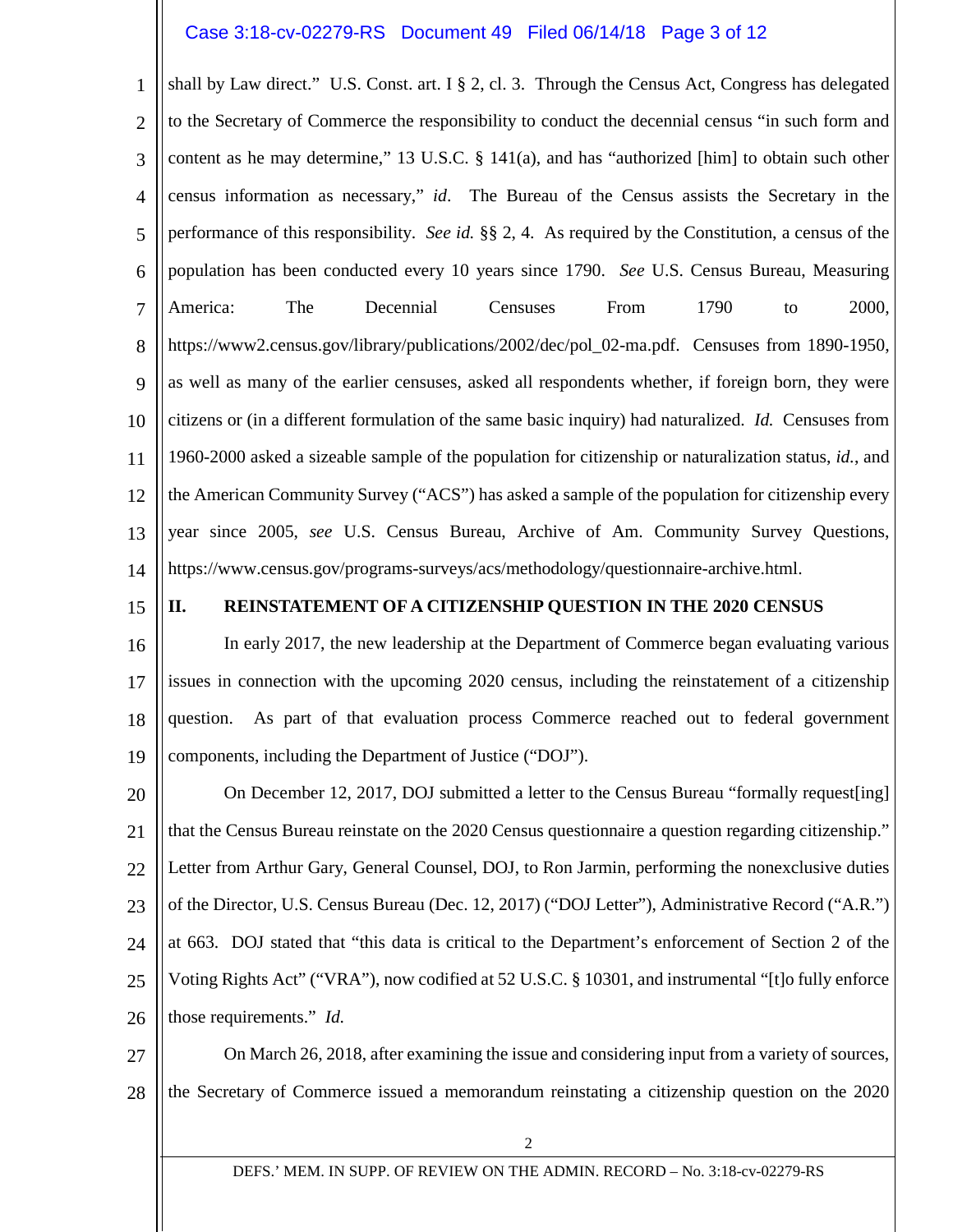shall by Law direct." U.S. Const. art. I § 2, cl. 3. Through the Census Act, Congress has delegated to the Secretary of Commerce the responsibility to conduct the decennial census "in such form and content as he may determine," 13 U.S.C. § 141(a), and has "authorized [him] to obtain such other census information as necessary," *id*. The Bureau of the Census assists the Secretary in the performance of this responsibility. *See id.* §§ 2, 4. As required by the Constitution, a census of the population has been conducted every 10 years since 1790. *See* U.S. Census Bureau, Measuring America: The Decennial Censuses From 1790 to 2000, https://www2.census.gov/library/publications/2002/dec/pol_02-ma.pdf. Censuses from 1890-1950, as well as many of the earlier censuses, asked all respondents whether, if foreign born, they were citizens or (in a different formulation of the same basic inquiry) had naturalized. *Id.* Censuses from 1960-2000 asked a sizeable sample of the population for citizenship or naturalization status, *id.*, and the American Community Survey ("ACS") has asked a sample of the population for citizenship every year since 2005, *see* U.S. Census Bureau, Archive of Am. Community Survey Questions, https://www.census.gov/programs-surveys/acs/methodology/questionnaire-archive.html.

## II. REINSTATEMENT OF A CITIZENSHIP QUESTION IN THE 2020 CENSUS

In early 2017, the new leadership at the Department of Commerce began evaluating various issues in connection with the upcoming 2020 census, including the reinstatement of a citizenship question. As part of that evaluation process Commerce reached out to federal government components, including the Department of Justice ("DOJ").

On December 12, 2017, DOJ submitted a letter to the Census Bureau "formally request[ing] that the Census Bureau reinstate on the 2020 Census questionnaire a question regarding citizenship." Letter from Arthur Gary, General Counsel, DOJ, to Ron Jarmin, performing the nonexclusive duties of the Director, U.S. Census Bureau (Dec. 12, 2017) ("DOJ Letter"), Administrative Record ("A.R.") at 663. DOJ stated that "this data is critical to the Department's enforcement of Section 2 of the Voting Rights Act" ("VRA"), now codified at 52 U.S.C. § 10301, and instrumental "[t]o fully enforce those requirements." *Id.*

On March 26, 2018, after examining the issue and considering input from a variety of sources, the Secretary of Commerce issued a memorandum reinstating a citizenship question on the 2020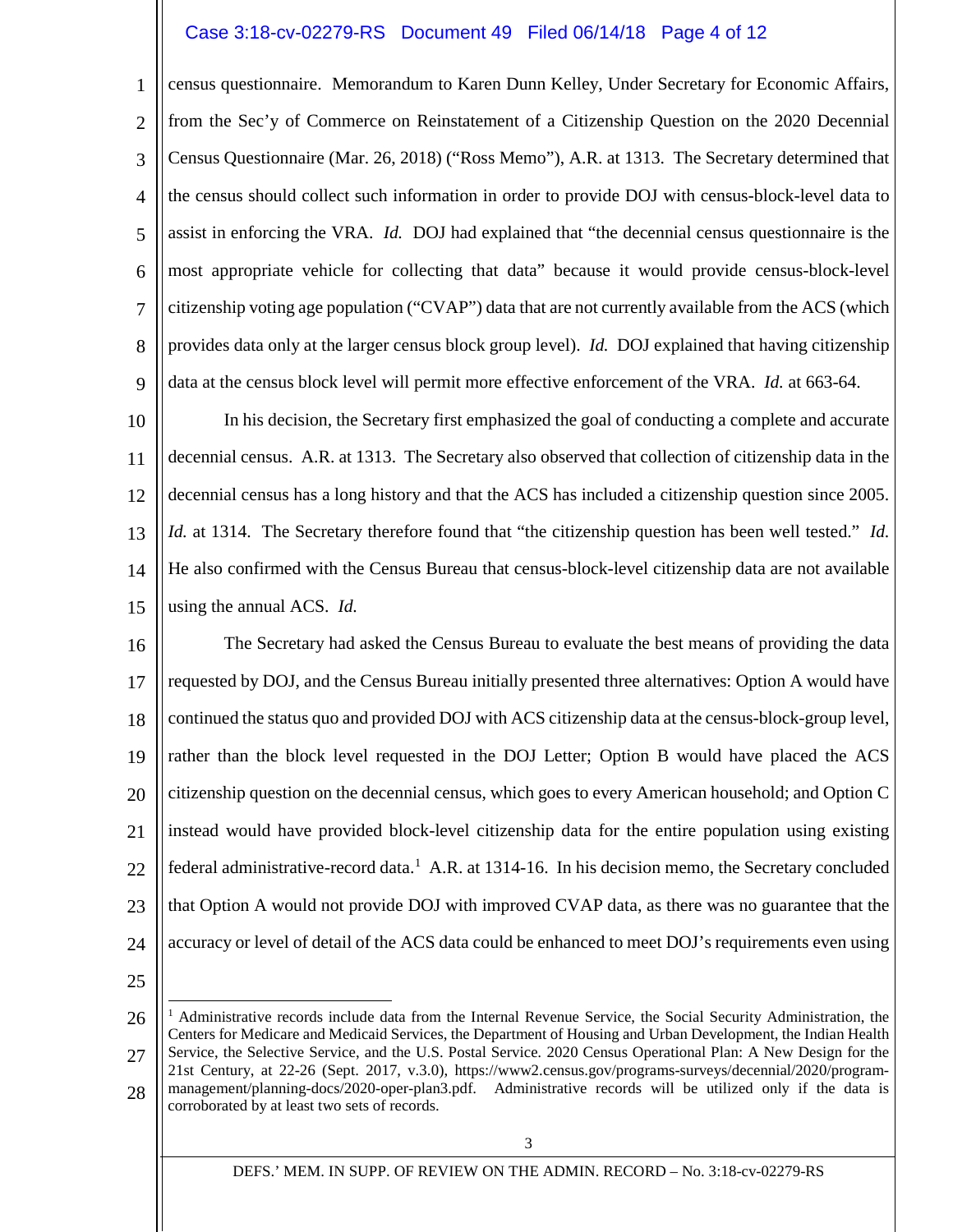census questionnaire. Memorandum to Karen Dunn Kelley, Under Secretary for Economic Affairs, from the Sec'y of Commerce on Reinstatement of a Citizenship Question on the 2020 Decennial Census Questionnaire (Mar. 26, 2018) ("Ross Memo"), A.R. at 1313. The Secretary determined that the census should collect such information in order to provide DOJ with census-block-level data to assist in enforcing the VRA. *Id.* DOJ had explained that "the decennial census questionnaire is the most appropriate vehicle for collecting that data" because it would provide census-block-level citizenship voting age population ("CVAP") data that are not currently available from the ACS (which provides data only at the larger census block group level). *Id.* DOJ explained that having citizenship data at the census block level will permit more effective enforcement of the VRA. *Id.* at 663-64.

In his decision, the Secretary first emphasized the goal of conducting a complete and accurate decennial census. A.R. at 1313. The Secretary also observed that collection of citizenship data in the decennial census has a long history and that the ACS has included a citizenship question since 2005. *Id.* at 1314. The Secretary therefore found that "the citizenship question has been well tested." *Id.* He also confirmed with the Census Bureau that census-block-level citizenship data are not available using the annual ACS. *Id.*

The Secretary had asked the Census Bureau to evaluate the best means of providing the data requested by DOJ, and the Census Bureau initially presented three alternatives: Option A would have continued the status quo and provided DOJ with ACS citizenship data at the census-block-group level, rather than the block level requested in the DOJ Letter; Option B would have placed the ACS citizenship question on the decennial census, which goes to every American household; and Option C instead would have provided block-level citizenship data for the entire population using existing federal administrative-record data.[1] A.R. at 1314-16. In his decision memo, the Secretary concluded that Option A would not provide DOJ with improved CVAP data, as there was no guarantee that the accuracy or level of detail of the ACS data could be enhanced to meet DOJ's requirements even using

---

[1] Administrative records include data from the Internal Revenue Service, the Social Security Administration, the Centers for Medicare and Medicaid Services, the Department of Housing and Urban Development, the Indian Health Service, the Selective Service, and the U.S. Postal Service. 2020 Census Operational Plan: A New Design for the 21st Century, at 22-26 (Sept. 2017, v.3.0), https://www2.census.gov/programs-surveys/decennial/2020/program-management/planning-docs/2020-oper-plan3.pdf. Administrative records will be utilized only if the data is corroborated by at least two sets of records.

DEFS.' MEM. IN SUPP. OF REVIEW ON THE ADMIN. RECORD – No. 3:18-cv-02279-RS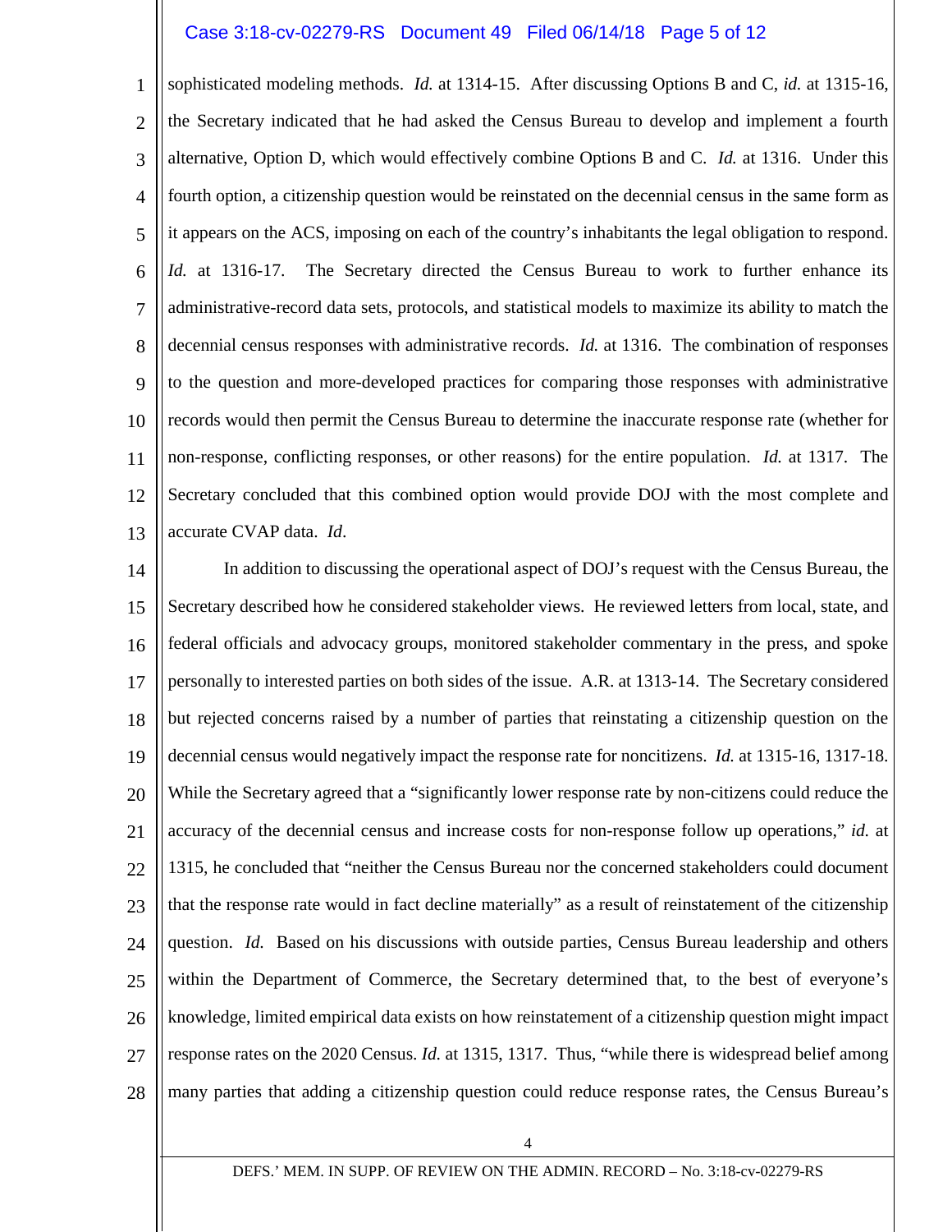sophisticated modeling methods. *Id.* at 1314-15. After discussing Options B and C, *id.* at 1315-16, the Secretary indicated that he had asked the Census Bureau to develop and implement a fourth alternative, Option D, which would effectively combine Options B and C. *Id.* at 1316. Under this fourth option, a citizenship question would be reinstated on the decennial census in the same form as it appears on the ACS, imposing on each of the country's inhabitants the legal obligation to respond. *Id.* at 1316-17. The Secretary directed the Census Bureau to work to further enhance its administrative-record data sets, protocols, and statistical models to maximize its ability to match the decennial census responses with administrative records. *Id.* at 1316. The combination of responses to the question and more-developed practices for comparing those responses with administrative records would then permit the Census Bureau to determine the inaccurate response rate (whether for non-response, conflicting responses, or other reasons) for the entire population. *Id.* at 1317. The Secretary concluded that this combined option would provide DOJ with the most complete and accurate CVAP data. *Id*.

In addition to discussing the operational aspect of DOJ's request with the Census Bureau, the Secretary described how he considered stakeholder views. He reviewed letters from local, state, and federal officials and advocacy groups, monitored stakeholder commentary in the press, and spoke personally to interested parties on both sides of the issue. A.R. at 1313-14. The Secretary considered but rejected concerns raised by a number of parties that reinstating a citizenship question on the decennial census would negatively impact the response rate for noncitizens. *Id.* at 1315-16, 1317-18. While the Secretary agreed that a "significantly lower response rate by non-citizens could reduce the accuracy of the decennial census and increase costs for non-response follow up operations," *id.* at 1315, he concluded that "neither the Census Bureau nor the concerned stakeholders could document that the response rate would in fact decline materially" as a result of reinstatement of the citizenship question. *Id.* Based on his discussions with outside parties, Census Bureau leadership and others within the Department of Commerce, the Secretary determined that, to the best of everyone's knowledge, limited empirical data exists on how reinstatement of a citizenship question might impact response rates on the 2020 Census. *Id.* at 1315, 1317. Thus, "while there is widespread belief among many parties that adding a citizenship question could reduce response rates, the Census Bureau's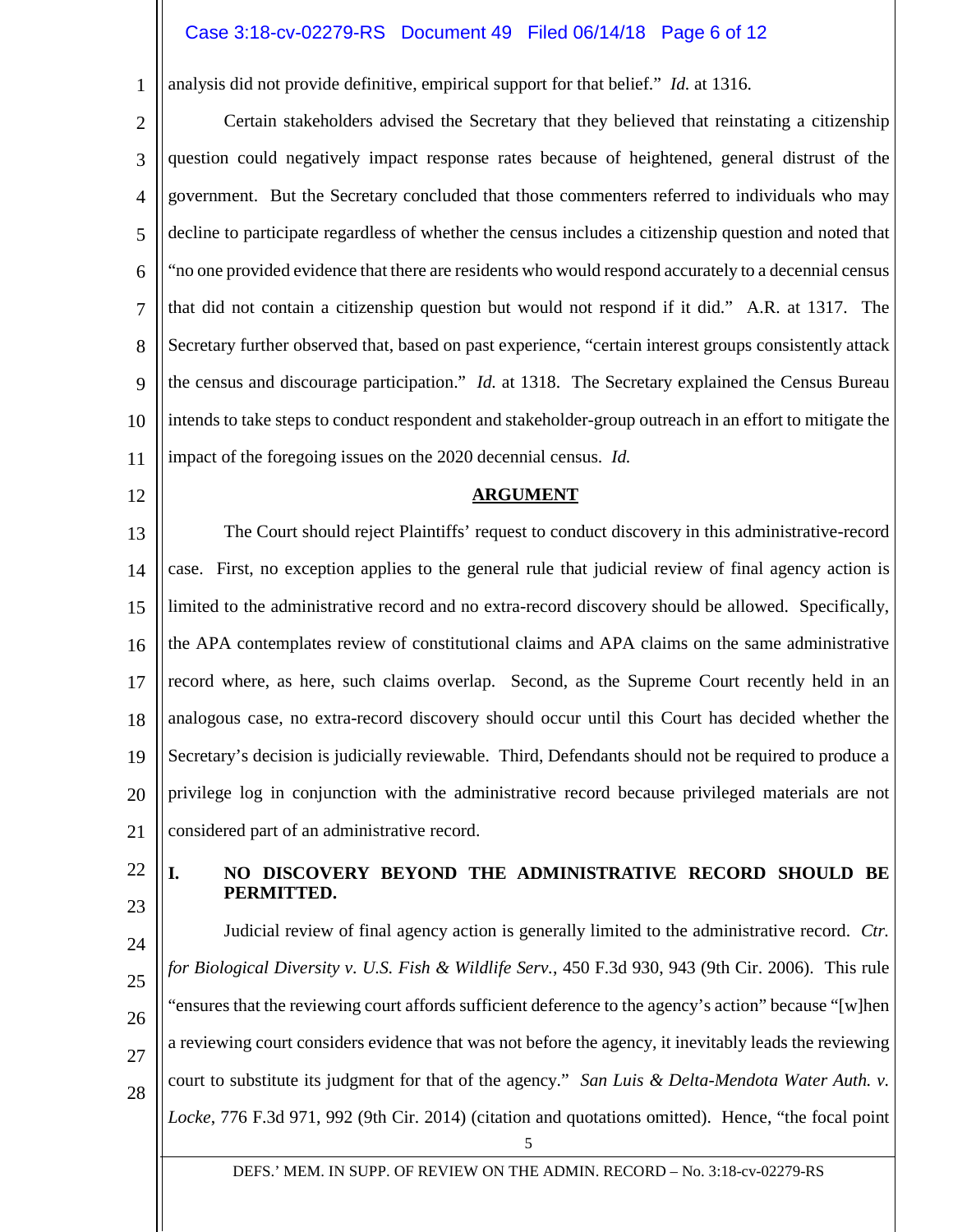analysis did not provide definitive, empirical support for that belief." *Id.* at 1316.

Certain stakeholders advised the Secretary that they believed that reinstating a citizenship question could negatively impact response rates because of heightened, general distrust of the government. But the Secretary concluded that those commenters referred to individuals who may decline to participate regardless of whether the census includes a citizenship question and noted that "no one provided evidence that there are residents who would respond accurately to a decennial census that did not contain a citizenship question but would not respond if it did." A.R. at 1317. The Secretary further observed that, based on past experience, "certain interest groups consistently attack the census and discourage participation." *Id.* at 1318. The Secretary explained the Census Bureau intends to take steps to conduct respondent and stakeholder-group outreach in an effort to mitigate the impact of the foregoing issues on the 2020 decennial census. *Id.*

## ARGUMENT

The Court should reject Plaintiffs' request to conduct discovery in this administrative-record case. First, no exception applies to the general rule that judicial review of final agency action is limited to the administrative record and no extra-record discovery should be allowed. Specifically, the APA contemplates review of constitutional claims and APA claims on the same administrative record where, as here, such claims overlap. Second, as the Supreme Court recently held in an analogous case, no extra-record discovery should occur until this Court has decided whether the Secretary's decision is judicially reviewable. Third, Defendants should not be required to produce a privilege log in conjunction with the administrative record because privileged materials are not considered part of an administrative record.

### I. NO DISCOVERY BEYOND THE ADMINISTRATIVE RECORD SHOULD BE PERMITTED.

Judicial review of final agency action is generally limited to the administrative record. *Ctr. for Biological Diversity v. U.S. Fish & Wildlife Serv.*, 450 F.3d 930, 943 (9th Cir. 2006). This rule "ensures that the reviewing court affords sufficient deference to the agency's action" because "[w]hen a reviewing court considers evidence that was not before the agency, it inevitably leads the reviewing court to substitute its judgment for that of the agency." *San Luis & Delta-Mendota Water Auth. v. Locke*, 776 F.3d 971, 992 (9th Cir. 2014) (citation and quotations omitted). Hence, "the focal point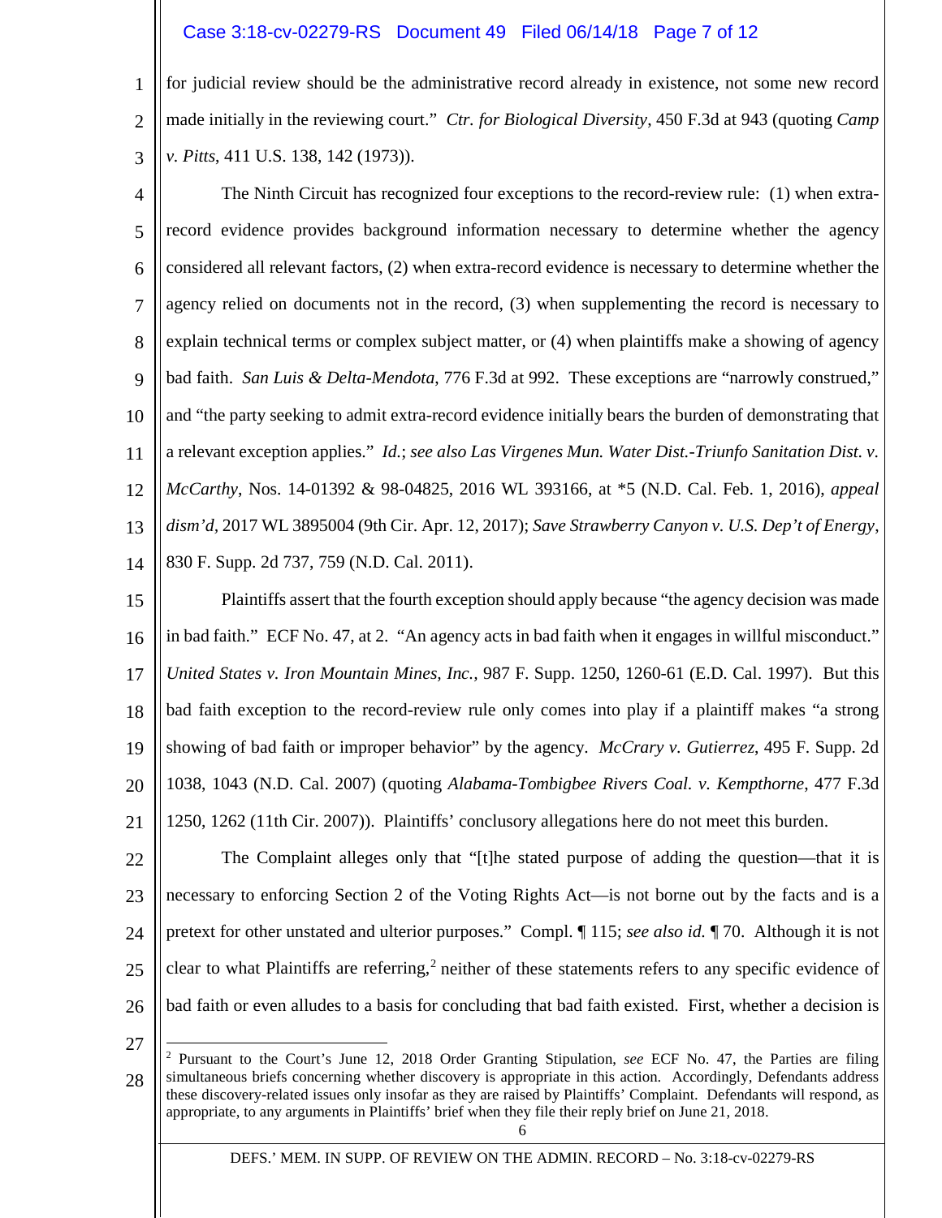for judicial review should be the administrative record already in existence, not some new record made initially in the reviewing court." *Ctr. for Biological Diversity*, 450 F.3d at 943 (quoting *Camp v. Pitts*, 411 U.S. 138, 142 (1973)).

The Ninth Circuit has recognized four exceptions to the record-review rule: (1) when extra-record evidence provides background information necessary to determine whether the agency considered all relevant factors, (2) when extra-record evidence is necessary to determine whether the agency relied on documents not in the record, (3) when supplementing the record is necessary to explain technical terms or complex subject matter, or (4) when plaintiffs make a showing of agency bad faith. *San Luis & Delta-Mendota*, 776 F.3d at 992. These exceptions are "narrowly construed," and "the party seeking to admit extra-record evidence initially bears the burden of demonstrating that a relevant exception applies." *Id.*; *see also Las Virgenes Mun. Water Dist.-Triunfo Sanitation Dist. v. McCarthy*, Nos. 14-01392 & 98-04825, 2016 WL 393166, at *5 (N.D. Cal. Feb. 1, 2016), *appeal dism'd*, 2017 WL 3895004 (9th Cir. Apr. 12, 2017); *Save Strawberry Canyon v. U.S. Dep't of Energy*, 830 F. Supp. 2d 737, 759 (N.D. Cal. 2011).

Plaintiffs assert that the fourth exception should apply because "the agency decision was made in bad faith." ECF No. 47, at 2. "An agency acts in bad faith when it engages in willful misconduct." *United States v. Iron Mountain Mines, Inc.*, 987 F. Supp. 1250, 1260-61 (E.D. Cal. 1997). But this bad faith exception to the record-review rule only comes into play if a plaintiff makes "a strong showing of bad faith or improper behavior" by the agency. *McCrary v. Gutierrez*, 495 F. Supp. 2d 1038, 1043 (N.D. Cal. 2007) (quoting *Alabama-Tombigbee Rivers Coal. v. Kempthorne*, 477 F.3d 1250, 1262 (11th Cir. 2007)). Plaintiffs' conclusory allegations here do not meet this burden.

The Complaint alleges only that "[t]he stated purpose of adding the question—that it is necessary to enforcing Section 2 of the Voting Rights Act—is not borne out by the facts and is a pretext for other unstated and ulterior purposes." Compl. ¶ 115; *see also id.* ¶ 70. Although it is not clear to what Plaintiffs are referring,[2] neither of these statements refers to any specific evidence of bad faith or even alludes to a basis for concluding that bad faith existed. First, whether a decision is

[2] Pursuant to the Court's June 12, 2018 Order Granting Stipulation, *see* ECF No. 47, the Parties are filing simultaneous briefs concerning whether discovery is appropriate in this action. Accordingly, Defendants address these discovery-related issues only insofar as they are raised by Plaintiffs' Complaint. Defendants will respond, as appropriate, to any arguments in Plaintiffs' brief when they file their reply brief on June 21, 2018.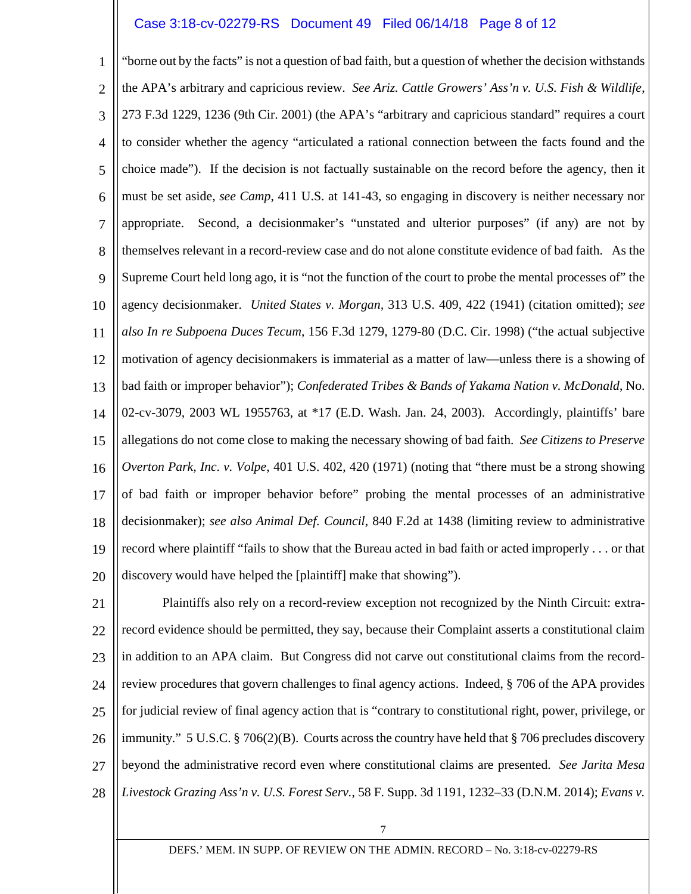"borne out by the facts" is not a question of bad faith, but a question of whether the decision withstands the APA's arbitrary and capricious review. *See Ariz. Cattle Growers' Ass'n v. U.S. Fish & Wildlife*, 273 F.3d 1229, 1236 (9th Cir. 2001) (the APA's "arbitrary and capricious standard" requires a court to consider whether the agency "articulated a rational connection between the facts found and the choice made"). If the decision is not factually sustainable on the record before the agency, then it must be set aside, *see Camp*, 411 U.S. at 141-43, so engaging in discovery is neither necessary nor appropriate. Second, a decisionmaker's "unstated and ulterior purposes" (if any) are not by themselves relevant in a record-review case and do not alone constitute evidence of bad faith. As the Supreme Court held long ago, it is "not the function of the court to probe the mental processes of" the agency decisionmaker. *United States v. Morgan*, 313 U.S. 409, 422 (1941) (citation omitted); *see also In re Subpoena Duces Tecum*, 156 F.3d 1279, 1279-80 (D.C. Cir. 1998) ("the actual subjective motivation of agency decisionmakers is immaterial as a matter of law—unless there is a showing of bad faith or improper behavior"); *Confederated Tribes & Bands of Yakama Nation v. McDonald*, No. 02-cv-3079, 2003 WL 1955763, at *17 (E.D. Wash. Jan. 24, 2003). Accordingly, plaintiffs' bare allegations do not come close to making the necessary showing of bad faith. *See Citizens to Preserve Overton Park, Inc. v. Volpe*, 401 U.S. 402, 420 (1971) (noting that "there must be a strong showing of bad faith or improper behavior before" probing the mental processes of an administrative decisionmaker); *see also Animal Def. Council*, 840 F.2d at 1438 (limiting review to administrative record where plaintiff "fails to show that the Bureau acted in bad faith or acted improperly . . . or that discovery would have helped the [plaintiff] make that showing").

Plaintiffs also rely on a record-review exception not recognized by the Ninth Circuit: extra-record evidence should be permitted, they say, because their Complaint asserts a constitutional claim in addition to an APA claim. But Congress did not carve out constitutional claims from the record-review procedures that govern challenges to final agency actions. Indeed, § 706 of the APA provides for judicial review of final agency action that is "contrary to constitutional right, power, privilege, or immunity." 5 U.S.C. § 706(2)(B). Courts across the country have held that § 706 precludes discovery beyond the administrative record even where constitutional claims are presented. *See Jarita Mesa Livestock Grazing Ass'n v. U.S. Forest Serv.*, 58 F. Supp. 3d 1191, 1232–33 (D.N.M. 2014); *Evans v.*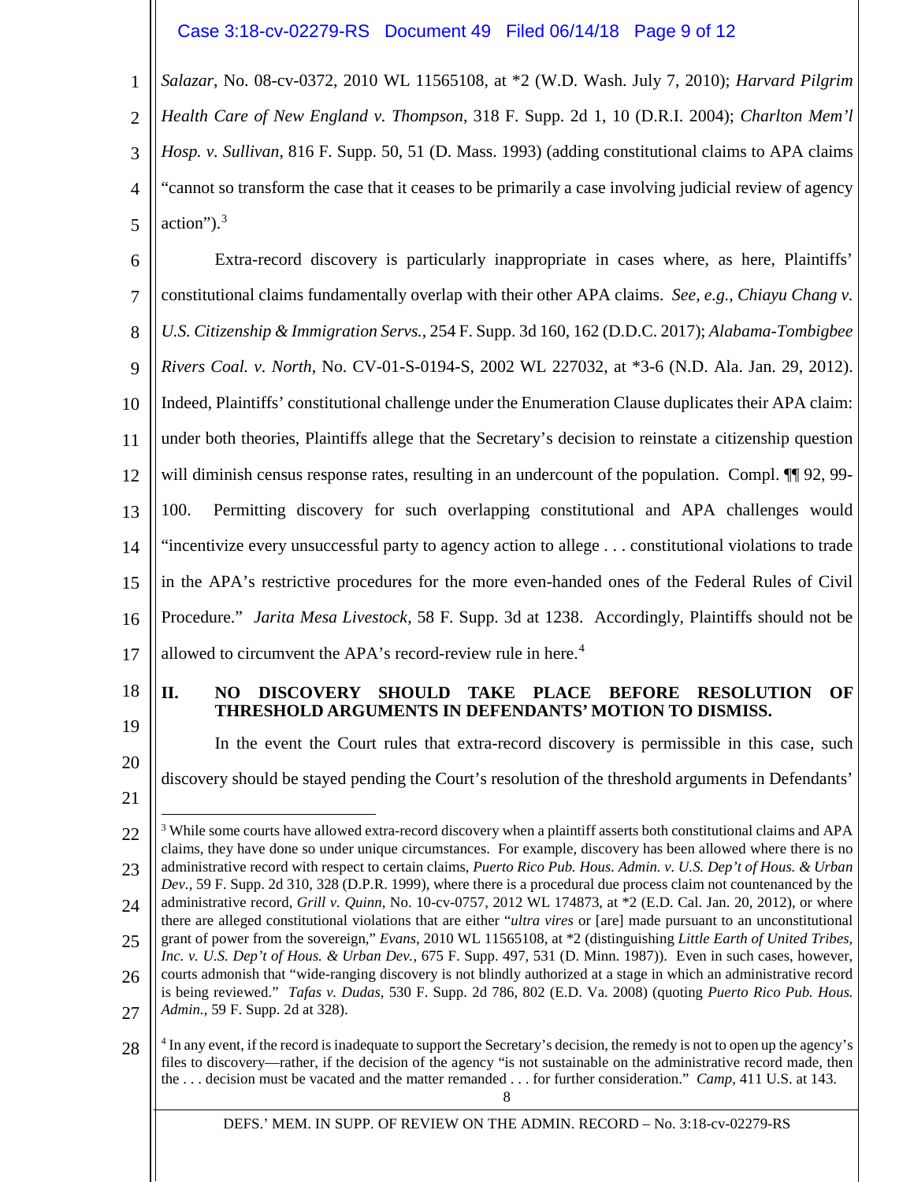*Salazar*, No. 08-cv-0372, 2010 WL 11565108, at *2 (W.D. Wash. July 7, 2010); *Harvard Pilgrim Health Care of New England v. Thompson*, 318 F. Supp. 2d 1, 10 (D.R.I. 2004); *Charlton Mem'l Hosp. v. Sullivan*, 816 F. Supp. 50, 51 (D. Mass. 1993) (adding constitutional claims to APA claims "cannot so transform the case that it ceases to be primarily a case involving judicial review of agency action").[3]

Extra-record discovery is particularly inappropriate in cases where, as here, Plaintiffs' constitutional claims fundamentally overlap with their other APA claims. *See, e.g.*, *Chiayu Chang v. U.S. Citizenship & Immigration Servs.*, 254 F. Supp. 3d 160, 162 (D.D.C. 2017); *Alabama-Tombigbee Rivers Coal. v. North*, No. CV-01-S-0194-S, 2002 WL 227032, at *3-6 (N.D. Ala. Jan. 29, 2012). Indeed, Plaintiffs' constitutional challenge under the Enumeration Clause duplicates their APA claim: under both theories, Plaintiffs allege that the Secretary's decision to reinstate a citizenship question will diminish census response rates, resulting in an undercount of the population. Compl. ¶¶ 92, 99-100. Permitting discovery for such overlapping constitutional and APA challenges would "incentivize every unsuccessful party to agency action to allege . . . constitutional violations to trade in the APA's restrictive procedures for the more even-handed ones of the Federal Rules of Civil Procedure." *Jarita Mesa Livestock*, 58 F. Supp. 3d at 1238. Accordingly, Plaintiffs should not be allowed to circumvent the APA's record-review rule in here.[4]

## II. NO DISCOVERY SHOULD TAKE PLACE BEFORE RESOLUTION OF THRESHOLD ARGUMENTS IN DEFENDANTS' MOTION TO DISMISS.

In the event the Court rules that extra-record discovery is permissible in this case, such discovery should be stayed pending the Court's resolution of the threshold arguments in Defendants'

---

[3] While some courts have allowed extra-record discovery when a plaintiff asserts both constitutional claims and APA claims, they have done so under unique circumstances. For example, discovery has been allowed where there is no administrative record with respect to certain claims, *Puerto Rico Pub. Hous. Admin. v. U.S. Dep't of Hous. & Urban Dev.*, 59 F. Supp. 2d 310, 328 (D.P.R. 1999), where there is a procedural due process claim not countenanced by the administrative record, *Grill v. Quinn*, No. 10-cv-0757, 2012 WL 174873, at *2 (E.D. Cal. Jan. 20, 2012), or where there are alleged constitutional violations that are either "*ultra vires* or [are] made pursuant to an unconstitutional grant of power from the sovereign," *Evans*, 2010 WL 11565108, at *2 (distinguishing *Little Earth of United Tribes, Inc. v. U.S. Dep't of Hous. & Urban Dev.*, 675 F. Supp. 497, 531 (D. Minn. 1987)). Even in such cases, however, courts admonish that "wide-ranging discovery is not blindly authorized at a stage in which an administrative record is being reviewed." *Tafas v. Dudas*, 530 F. Supp. 2d 786, 802 (E.D. Va. 2008) (quoting *Puerto Rico Pub. Hous. Admin.*, 59 F. Supp. 2d at 328).

[4] In any event, if the record is inadequate to support the Secretary's decision, the remedy is not to open up the agency's files to discovery—rather, if the decision of the agency "is not sustainable on the administrative record made, then the . . . decision must be vacated and the matter remanded . . . for further consideration." *Camp*, 411 U.S. at 143.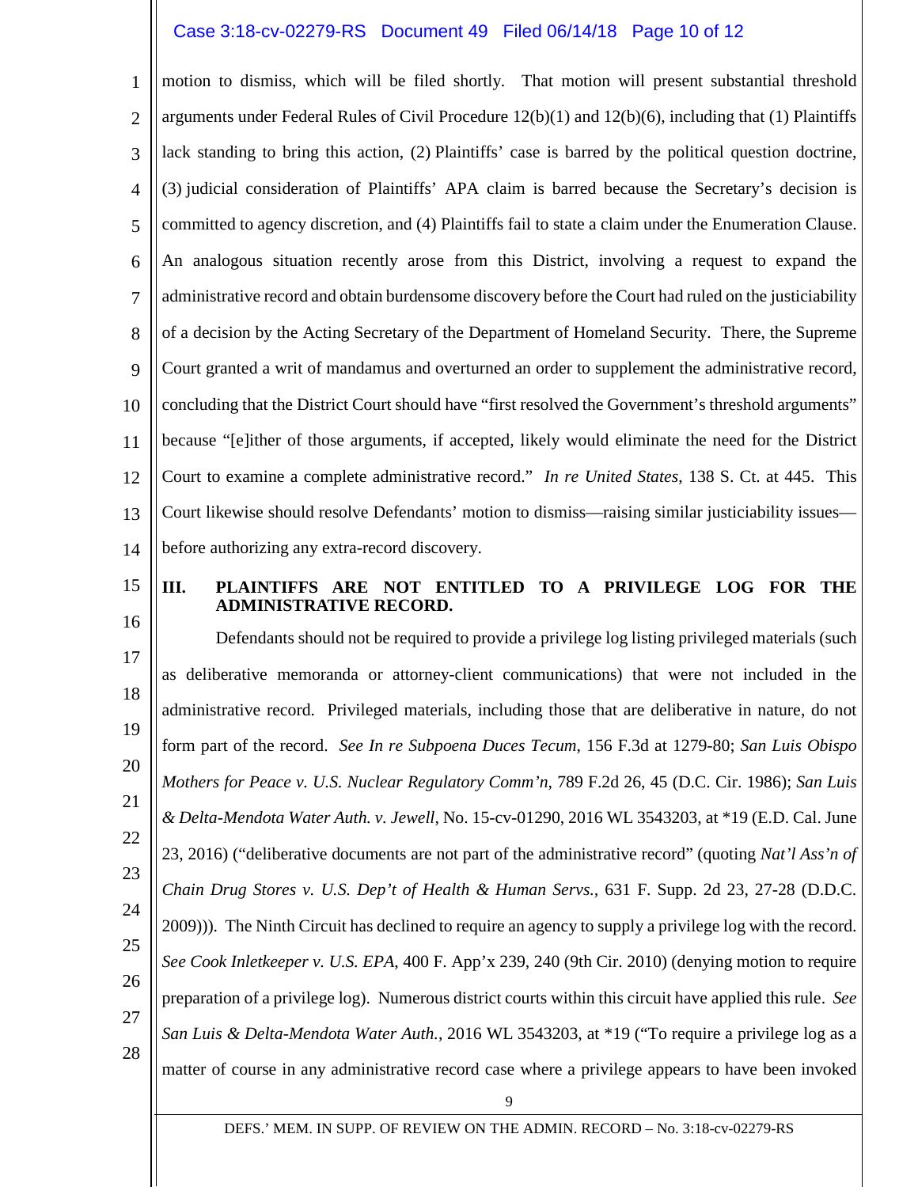motion to dismiss, which will be filed shortly. That motion will present substantial threshold arguments under Federal Rules of Civil Procedure 12(b)(1) and 12(b)(6), including that (1) Plaintiffs lack standing to bring this action, (2) Plaintiffs' case is barred by the political question doctrine, (3) judicial consideration of Plaintiffs' APA claim is barred because the Secretary's decision is committed to agency discretion, and (4) Plaintiffs fail to state a claim under the Enumeration Clause. An analogous situation recently arose from this District, involving a request to expand the administrative record and obtain burdensome discovery before the Court had ruled on the justiciability of a decision by the Acting Secretary of the Department of Homeland Security. There, the Supreme Court granted a writ of mandamus and overturned an order to supplement the administrative record, concluding that the District Court should have "first resolved the Government's threshold arguments" because "[e]ither of those arguments, if accepted, likely would eliminate the need for the District Court to examine a complete administrative record." *In re United States*, 138 S. Ct. at 445. This Court likewise should resolve Defendants' motion to dismiss—raising similar justiciability issues—before authorizing any extra-record discovery.

## III. PLAINTIFFS ARE NOT ENTITLED TO A PRIVILEGE LOG FOR THE ADMINISTRATIVE RECORD.

Defendants should not be required to provide a privilege log listing privileged materials (such as deliberative memoranda or attorney-client communications) that were not included in the administrative record. Privileged materials, including those that are deliberative in nature, do not form part of the record. *See In re Subpoena Duces Tecum*, 156 F.3d at 1279-80; *San Luis Obispo Mothers for Peace v. U.S. Nuclear Regulatory Comm'n*, 789 F.2d 26, 45 (D.C. Cir. 1986); *San Luis & Delta-Mendota Water Auth. v. Jewell*, No. 15-cv-01290, 2016 WL 3543203, at *19 (E.D. Cal. June 23, 2016) ("deliberative documents are not part of the administrative record" (quoting *Nat'l Ass'n of Chain Drug Stores v. U.S. Dep't of Health & Human Servs.*, 631 F. Supp. 2d 23, 27-28 (D.D.C. 2009))). The Ninth Circuit has declined to require an agency to supply a privilege log with the record. *See Cook Inletkeeper v. U.S. EPA*, 400 F. App'x 239, 240 (9th Cir. 2010) (denying motion to require preparation of a privilege log). Numerous district courts within this circuit have applied this rule. *See San Luis & Delta-Mendota Water Auth.*, 2016 WL 3543203, at *19 ("To require a privilege log as a matter of course in any administrative record case where a privilege appears to have been invoked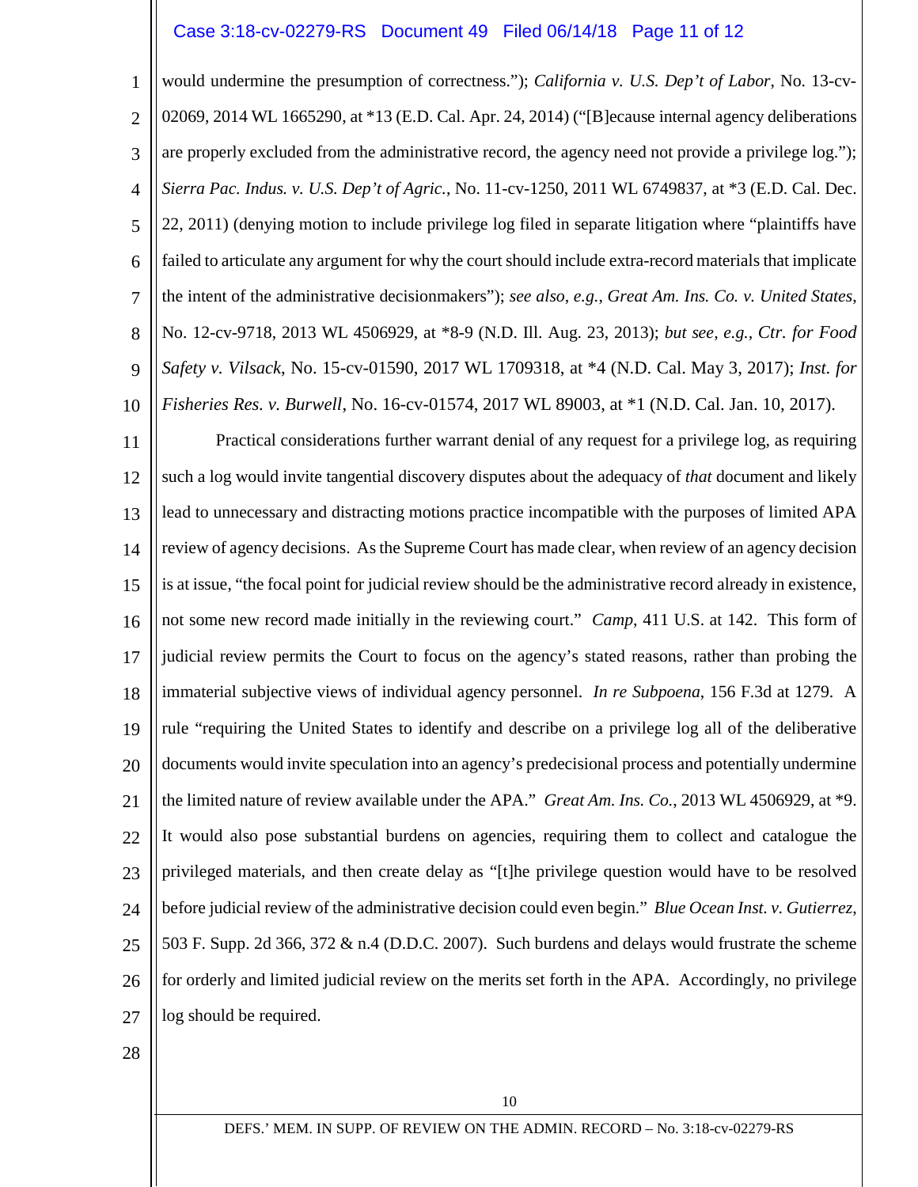would undermine the presumption of correctness."); *California v. U.S. Dep't of Labor*, No. 13-cv-02069, 2014 WL 1665290, at *13 (E.D. Cal. Apr. 24, 2014) ("[B]ecause internal agency deliberations are properly excluded from the administrative record, the agency need not provide a privilege log."); *Sierra Pac. Indus. v. U.S. Dep't of Agric.*, No. 11-cv-1250, 2011 WL 6749837, at *3 (E.D. Cal. Dec. 22, 2011) (denying motion to include privilege log filed in separate litigation where "plaintiffs have failed to articulate any argument for why the court should include extra-record materials that implicate the intent of the administrative decisionmakers"); *see also*, *e.g.*, *Great Am. Ins. Co. v. United States*, No. 12-cv-9718, 2013 WL 4506929, at *8-9 (N.D. Ill. Aug. 23, 2013); *but see, e.g.*, *Ctr. for Food Safety v. Vilsack*, No. 15-cv-01590, 2017 WL 1709318, at *4 (N.D. Cal. May 3, 2017); *Inst. for Fisheries Res. v. Burwell*, No. 16-cv-01574, 2017 WL 89003, at *1 (N.D. Cal. Jan. 10, 2017).

Practical considerations further warrant denial of any request for a privilege log, as requiring such a log would invite tangential discovery disputes about the adequacy of *that* document and likely lead to unnecessary and distracting motions practice incompatible with the purposes of limited APA review of agency decisions. As the Supreme Court has made clear, when review of an agency decision is at issue, "the focal point for judicial review should be the administrative record already in existence, not some new record made initially in the reviewing court." *Camp*, 411 U.S. at 142. This form of judicial review permits the Court to focus on the agency's stated reasons, rather than probing the immaterial subjective views of individual agency personnel. *In re Subpoena*, 156 F.3d at 1279. A rule "requiring the United States to identify and describe on a privilege log all of the deliberative documents would invite speculation into an agency's predecisional process and potentially undermine the limited nature of review available under the APA." *Great Am. Ins. Co.*, 2013 WL 4506929, at *9. It would also pose substantial burdens on agencies, requiring them to collect and catalogue the privileged materials, and then create delay as "[t]he privilege question would have to be resolved before judicial review of the administrative decision could even begin." *Blue Ocean Inst. v. Gutierrez*, 503 F. Supp. 2d 366, 372 & n.4 (D.D.C. 2007). Such burdens and delays would frustrate the scheme for orderly and limited judicial review on the merits set forth in the APA. Accordingly, no privilege log should be required.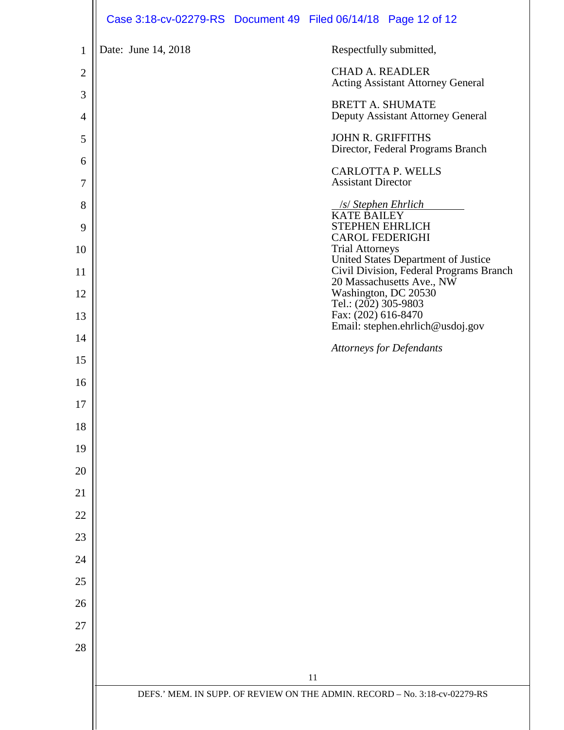Date: June 14, 2018

Respectfully submitted,

CHAD A. READLER
Acting Assistant Attorney General

BRETT A. SHUMATE
Deputy Assistant Attorney General

JOHN R. GRIFFITHS
Director, Federal Programs Branch

CARLOTTA P. WELLS
Assistant Director

*/s/ Stephen Ehrlich*
KATE BAILEY
STEPHEN EHRLICH
CAROL FEDERIGHI
Trial Attorneys
United States Department of Justice
Civil Division, Federal Programs Branch
20 Massachusetts Ave., NW
Washington, DC 20530
Tel.: (202) 305-9803
Fax: (202) 616-8470
Email: stephen.ehrlich@usdoj.gov

*Attorneys for Defendants*